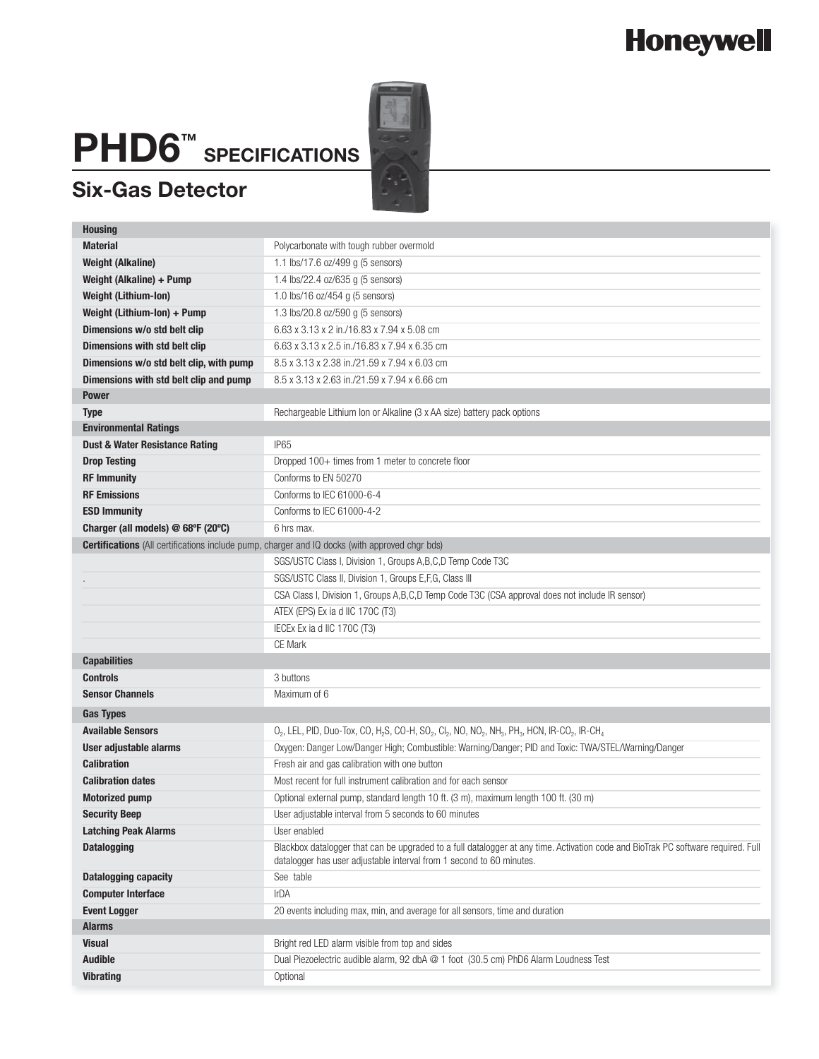Honeywell

# PHD6™ SPECIFICATIONS

## Six-Gas Detector

| Housing | |
|---|---|
| **Material** | Polycarbonate with tough rubber overmold |
| **Weight (Alkaline)** | 1.1 lbs/17.6 oz/499 g (5 sensors) |
| **Weight (Alkaline) + Pump** | 1.4 lbs/22.4 oz/635 g (5 sensors) |
| **Weight (Lithium-Ion)** | 1.0 lbs/16 oz/454 g (5 sensors) |
| **Weight (Lithium-Ion) + Pump** | 1.3 lbs/20.8 oz/590 g (5 sensors) |
| **Dimensions w/o std belt clip** | 6.63 x 3.13 x 2 in./16.83 x 7.94 x 5.08 cm |
| **Dimensions with std belt clip** | 6.63 x 3.13 x 2.5 in./16.83 x 7.94 x 6.35 cm |
| **Dimensions w/o std belt clip, with pump** | 8.5 x 3.13 x 2.38 in./21.59 x 7.94 x 6.03 cm |
| **Dimensions with std belt clip and pump** | 8.5 x 3.13 x 2.63 in./21.59 x 7.94 x 6.66 cm |
| **Power** | |
| **Type** | Rechargeable Lithium Ion or Alkaline (3 x AA size) battery pack options |
| **Environmental Ratings** | |
| **Dust & Water Resistance Rating** | IP65 |
| **Drop Testing** | Dropped 100+ times from 1 meter to concrete floor |
| **RF Immunity** | Conforms to EN 50270 |
| **RF Emissions** | Conforms to IEC 61000-6-4 |
| **ESD Immunity** | Conforms to IEC 61000-4-2 |
| **Charger (all models) @ 68ºF (20ºC)** | 6 hrs max. |
| **Certifications** (All certifications include pump, charger and IQ docks (with approved chgr bds) | |
| | SGS/USTC Class I, Division 1, Groups A,B,C,D Temp Code T3C |
| . | SGS/USTC Class II, Division 1, Groups E,F,G, Class III |
| | CSA Class I, Division 1, Groups A,B,C,D Temp Code T3C (CSA approval does not include IR sensor) |
| | ATEX (EPS) Ex ia d IIC 170C (T3) |
| | IECEx Ex ia d IIC 170C (T3) |
| | CE Mark |
| **Capabilities** | |
| **Controls** | 3 buttons |
| **Sensor Channels** | Maximum of 6 |
| **Gas Types** | |
| **Available Sensors** | $O_2$, LEL, PID, Duo-Tox, CO, $H_2S$, CO-H, $SO_2$, $Cl_2$, NO, $NO_2$, $NH_3$, $PH_3$, HCN, IR-$CO_2$, IR-$CH_4$ |
| **User adjustable alarms** | Oxygen: Danger Low/Danger High; Combustible: Warning/Danger; PID and Toxic: TWA/STEL/Warning/Danger |
| **Calibration** | Fresh air and gas calibration with one button |
| **Calibration dates** | Most recent for full instrument calibration and for each sensor |
| **Motorized pump** | Optional external pump, standard length 10 ft. (3 m), maximum length 100 ft. (30 m) |
| **Security Beep** | User adjustable interval from 5 seconds to 60 minutes |
| **Latching Peak Alarms** | User enabled |
| **Datalogging** | Blackbox datalogger that can be upgraded to a full datalogger at any time. Activation code and BioTrak PC software required. Full datalogger has user adjustable interval from 1 second to 60 minutes. |
| **Datalogging capacity** | See table |
| **Computer Interface** | IrDA |
| **Event Logger** | 20 events including max, min, and average for all sensors, time and duration |
| **Alarms** | |
| **Visual** | Bright red LED alarm visible from top and sides |
| **Audible** | Dual Piezoelectric audible alarm, 92 dbA @ 1 foot (30.5 cm) PhD6 Alarm Loudness Test |
| **Vibrating** | Optional |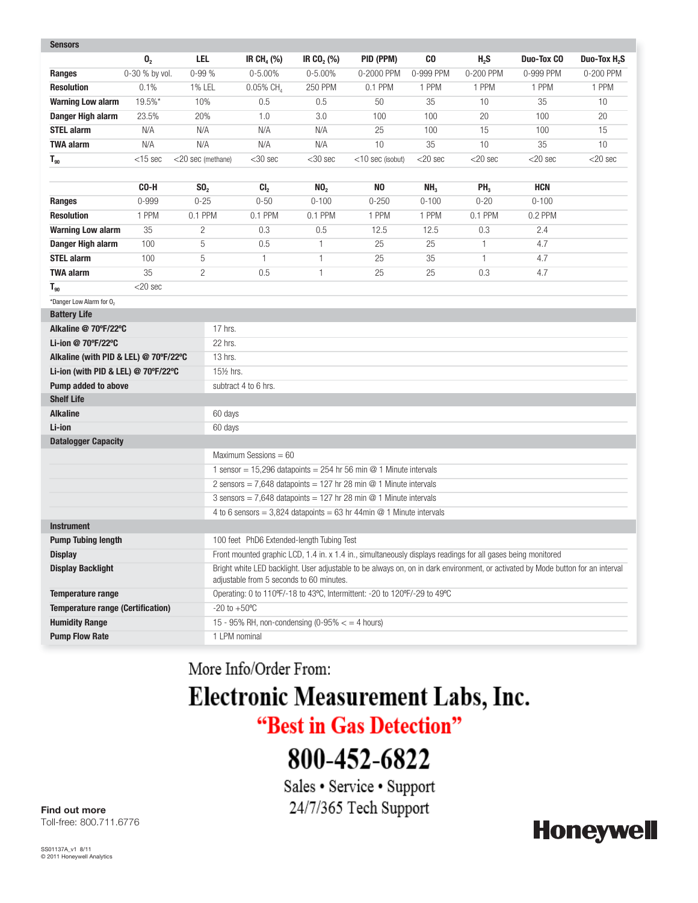## Sensors

| | $O_2$ | LEL | IR $CH_4$ (%) | IR $CO_2$ (%) | PID (PPM) | CO | $H_2S$ | Duo-Tox CO | Duo-Tox $H_2S$ |
|---|---|---|---|---|---|---|---|---|---|
| **Ranges** | 0-30 % by vol. | 0-99 % | 0-5.00% | 0-5.00% | 0-2000 PPM | 0-999 PPM | 0-200 PPM | 0-999 PPM | 0-200 PPM |
| **Resolution** | 0.1% | 1% LEL | 0.05% $CH_4$ | 250 PPM | 0.1 PPM | 1 PPM | 1 PPM | 1 PPM | 1 PPM |
| **Warning Low alarm** | 19.5%* | 10% | 0.5 | 0.5 | 50 | 35 | 10 | 35 | 10 |
| **Danger High alarm** | 23.5% | 20% | 1.0 | 3.0 | 100 | 100 | 20 | 100 | 20 |
| **STEL alarm** | N/A | N/A | N/A | N/A | 25 | 100 | 15 | 100 | 15 |
| **TWA alarm** | N/A | N/A | N/A | N/A | 10 | 35 | 10 | 35 | 10 |
| **$T_{90}$** | <15 sec | <20 sec (methane) | <30 sec | <30 sec | <10 sec (isobut) | <20 sec | <20 sec | <20 sec | <20 sec |

| | CO-H | $SO_2$ | $Cl_2$ | $NO_2$ | NO | $NH_3$ | $PH_3$ | HCN |
|---|---|---|---|---|---|---|---|---|
| **Ranges** | 0-999 | 0-25 | 0-50 | 0-100 | 0-250 | 0-100 | 0-20 | 0-100 |
| **Resolution** | 1 PPM | 0.1 PPM | 0.1 PPM | 0.1 PPM | 1 PPM | 1 PPM | 0.1 PPM | 0.2 PPM |
| **Warning Low alarm** | 35 | 2 | 0.3 | 0.5 | 12.5 | 12.5 | 0.3 | 2.4 |
| **Danger High alarm** | 100 | 5 | 0.5 | 1 | 25 | 25 | 1 | 4.7 |
| **STEL alarm** | 100 | 5 | 1 | 1 | 25 | 35 | 1 | 4.7 |
| **TWA alarm** | 35 | 2 | 0.5 | 1 | 25 | 25 | 0.3 | 4.7 |
| **$T_{90}$** | <20 sec | | | | | | | |

*Danger Low Alarm for $O_2$

| | |
|---|---|
| **Battery Life** | |
| **Alkaline @ 70ºF/22ºC** | 17 hrs. |
| **Li-ion @ 70ºF/22ºC** | 22 hrs. |
| **Alkaline (with PID & LEL) @ 70ºF/22ºC** | 13 hrs. |
| **Li-ion (with PID & LEL) @ 70ºF/22ºC** | 15½ hrs. |
| **Pump added to above** | subtract 4 to 6 hrs. |
| **Shelf Life** | |
| **Alkaline** | 60 days |
| **Li-ion** | 60 days |
| **Datalogger Capacity** | |
| | Maximum Sessions = 60 |
| | 1 sensor = 15,296 datapoints = 254 hr 56 min @ 1 Minute intervals |
| | 2 sensors = 7,648 datapoints = 127 hr 28 min @ 1 Minute intervals |
| | 3 sensors = 7,648 datapoints = 127 hr 28 min @ 1 Minute intervals |
| | 4 to 6 sensors = 3,824 datapoints = 63 hr 44min @ 1 Minute intervals |
| **Instrument** | |
| **Pump Tubing length** | 100 feet PhD6 Extended-length Tubing Test |
| **Display** | Front mounted graphic LCD, 1.4 in. x 1.4 in., simultaneously displays readings for all gases being monitored |
| **Display Backlight** | Bright white LED backlight. User adjustable to be always on, on in dark environment, or activated by Mode button for an interval adjustable from 5 seconds to 60 minutes. |
| **Temperature range** | Operating: 0 to 110ºF/-18 to 43ºC, Intermittent: -20 to 120ºF/-29 to 49ºC |
| **Temperature range (Certification)** | -20 to +50ºC |
| **Humidity Range** | 15 - 95% RH, non-condensing (0-95% < = 4 hours) |
| **Pump Flow Rate** | 1 LPM nominal |

More Info/Order From:

**Electronic Measurement Labs, Inc.**

**"Best in Gas Detection"**

**800-452-6822**

Sales • Service • Support

24/7/365 Tech Support

**Find out more**

Toll-free: 800.711.6776

**Honeywell**

SS01137A_v1 8/11

© 2011 Honeywell Analytics